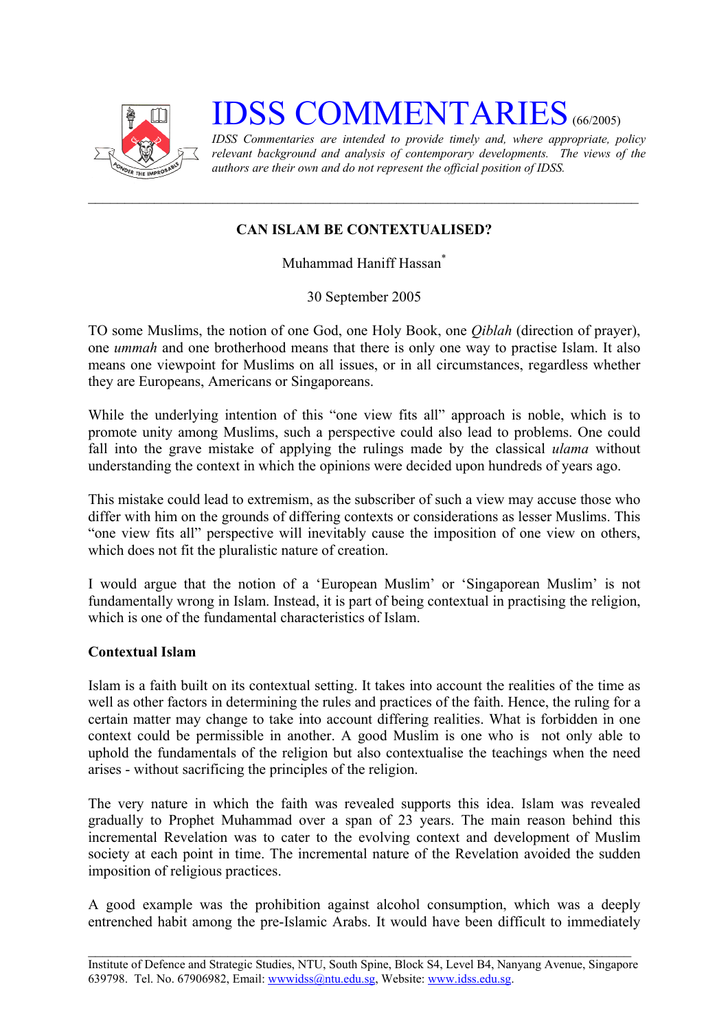# IDSS COMMENTARIES (66/2005)

*IDSS Commentaries are intended to provide timely and, where appropriate, policy relevant background and analysis of contemporary developments. The views of the authors are their own and do not represent the official position of IDSS.*

---

## CAN ISLAM BE CONTEXTUALISED?

Muhammad Haniff Hassan*

30 September 2005

TO some Muslims, the notion of one God, one Holy Book, one *Qiblah* (direction of prayer), one *ummah* and one brotherhood means that there is only one way to practise Islam. It also means one viewpoint for Muslims on all issues, or in all circumstances, regardless whether they are Europeans, Americans or Singaporeans.

While the underlying intention of this "one view fits all" approach is noble, which is to promote unity among Muslims, such a perspective could also lead to problems. One could fall into the grave mistake of applying the rulings made by the classical *ulama* without understanding the context in which the opinions were decided upon hundreds of years ago.

This mistake could lead to extremism, as the subscriber of such a view may accuse those who differ with him on the grounds of differing contexts or considerations as lesser Muslims. This "one view fits all" perspective will inevitably cause the imposition of one view on others, which does not fit the pluralistic nature of creation.

I would argue that the notion of a 'European Muslim' or 'Singaporean Muslim' is not fundamentally wrong in Islam. Instead, it is part of being contextual in practising the religion, which is one of the fundamental characteristics of Islam.

**Contextual Islam**

Islam is a faith built on its contextual setting. It takes into account the realities of the time as well as other factors in determining the rules and practices of the faith. Hence, the ruling for a certain matter may change to take into account differing realities. What is forbidden in one context could be permissible in another. A good Muslim is one who is not only able to uphold the fundamentals of the religion but also contextualise the teachings when the need arises - without sacrificing the principles of the religion.

The very nature in which the faith was revealed supports this idea. Islam was revealed gradually to Prophet Muhammad over a span of 23 years. The main reason behind this incremental Revelation was to cater to the evolving context and development of Muslim society at each point in time. The incremental nature of the Revelation avoided the sudden imposition of religious practices.

A good example was the prohibition against alcohol consumption, which was a deeply entrenched habit among the pre-Islamic Arabs. It would have been difficult to immediately

---

Institute of Defence and Strategic Studies, NTU, South Spine, Block S4, Level B4, Nanyang Avenue, Singapore 639798. Tel. No. 67906982, Email: wwwidss@ntu.edu.sg, Website: www.idss.edu.sg.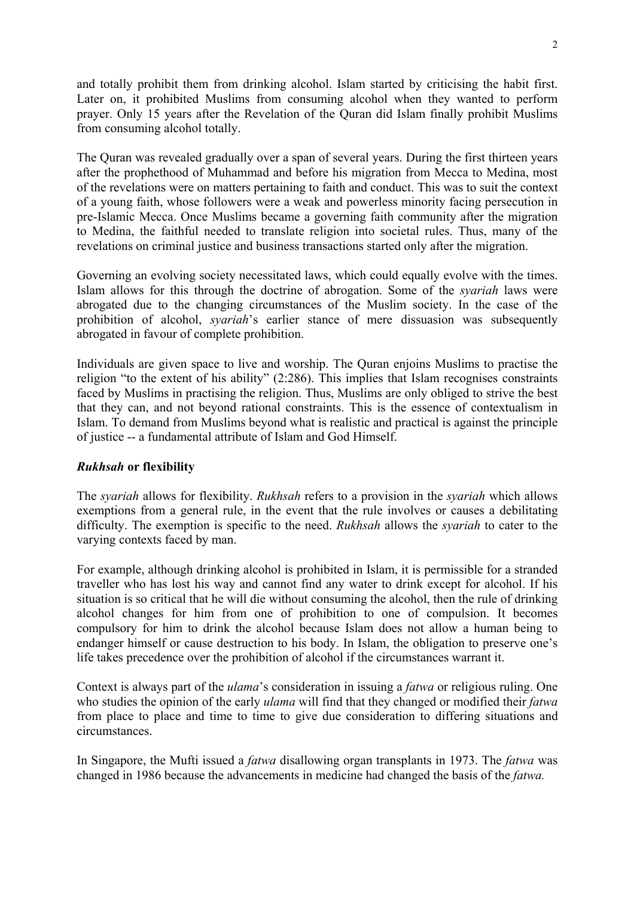and totally prohibit them from drinking alcohol. Islam started by criticising the habit first. Later on, it prohibited Muslims from consuming alcohol when they wanted to perform prayer. Only 15 years after the Revelation of the Quran did Islam finally prohibit Muslims from consuming alcohol totally.

The Quran was revealed gradually over a span of several years. During the first thirteen years after the prophethood of Muhammad and before his migration from Mecca to Medina, most of the revelations were on matters pertaining to faith and conduct. This was to suit the context of a young faith, whose followers were a weak and powerless minority facing persecution in pre-Islamic Mecca. Once Muslims became a governing faith community after the migration to Medina, the faithful needed to translate religion into societal rules. Thus, many of the revelations on criminal justice and business transactions started only after the migration.

Governing an evolving society necessitated laws, which could equally evolve with the times. Islam allows for this through the doctrine of abrogation. Some of the *syariah* laws were abrogated due to the changing circumstances of the Muslim society. In the case of the prohibition of alcohol, *syariah*'s earlier stance of mere dissuasion was subsequently abrogated in favour of complete prohibition.

Individuals are given space to live and worship. The Quran enjoins Muslims to practise the religion "to the extent of his ability" (2:286). This implies that Islam recognises constraints faced by Muslims in practising the religion. Thus, Muslims are only obliged to strive the best that they can, and not beyond rational constraints. This is the essence of contextualism in Islam. To demand from Muslims beyond what is realistic and practical is against the principle of justice -- a fundamental attribute of Islam and God Himself.

### ***Rukhsah*** **or flexibility**

The *syariah* allows for flexibility. *Rukhsah* refers to a provision in the *syariah* which allows exemptions from a general rule, in the event that the rule involves or causes a debilitating difficulty. The exemption is specific to the need. *Rukhsah* allows the *syariah* to cater to the varying contexts faced by man.

For example, although drinking alcohol is prohibited in Islam, it is permissible for a stranded traveller who has lost his way and cannot find any water to drink except for alcohol. If his situation is so critical that he will die without consuming the alcohol, then the rule of drinking alcohol changes for him from one of prohibition to one of compulsion. It becomes compulsory for him to drink the alcohol because Islam does not allow a human being to endanger himself or cause destruction to his body. In Islam, the obligation to preserve one's life takes precedence over the prohibition of alcohol if the circumstances warrant it.

Context is always part of the *ulama*'s consideration in issuing a *fatwa* or religious ruling. One who studies the opinion of the early *ulama* will find that they changed or modified their *fatwa* from place to place and time to time to give due consideration to differing situations and circumstances.

In Singapore, the Mufti issued a *fatwa* disallowing organ transplants in 1973. The *fatwa* was changed in 1986 because the advancements in medicine had changed the basis of the *fatwa.*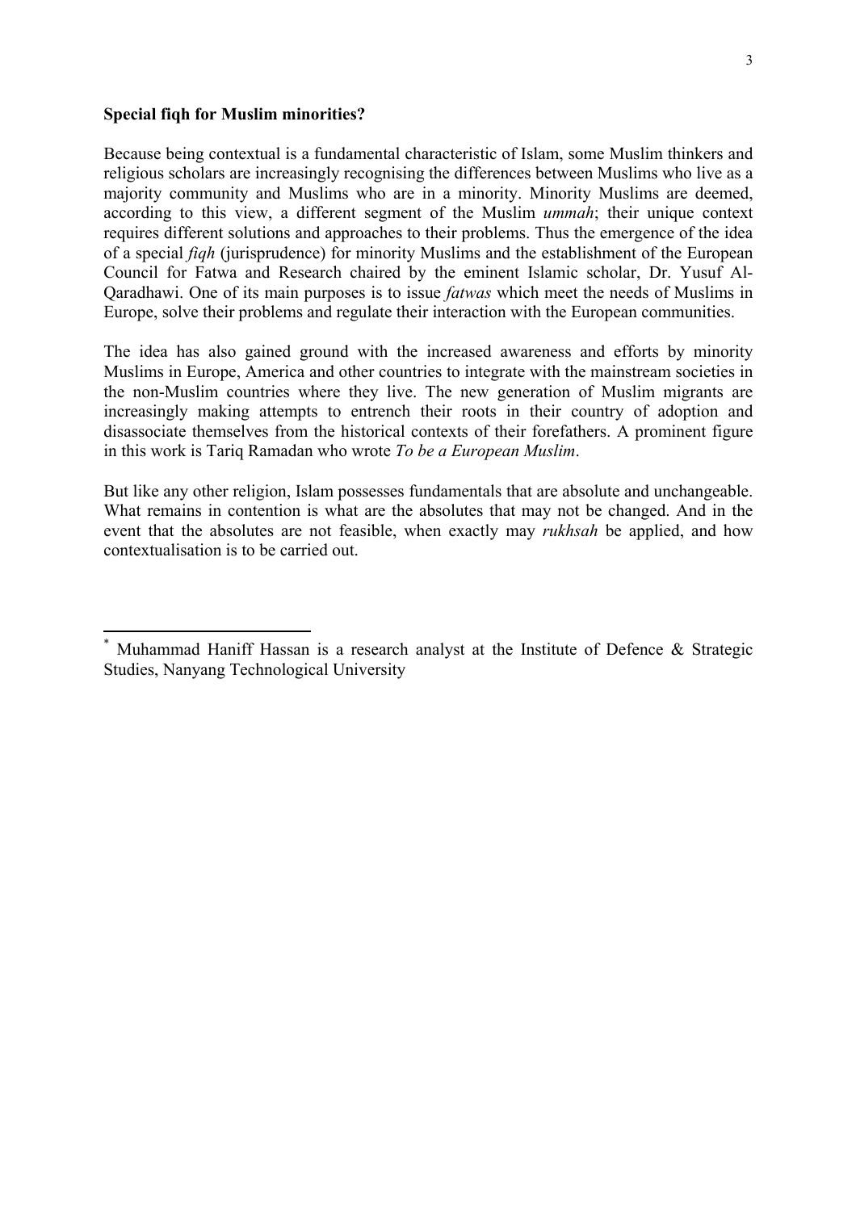**Special fiqh for Muslim minorities?**

Because being contextual is a fundamental characteristic of Islam, some Muslim thinkers and religious scholars are increasingly recognising the differences between Muslims who live as a majority community and Muslims who are in a minority. Minority Muslims are deemed, according to this view, a different segment of the Muslim *ummah*; their unique context requires different solutions and approaches to their problems. Thus the emergence of the idea of a special *fiqh* (jurisprudence) for minority Muslims and the establishment of the European Council for Fatwa and Research chaired by the eminent Islamic scholar, Dr. Yusuf Al-Qaradhawi. One of its main purposes is to issue *fatwas* which meet the needs of Muslims in Europe, solve their problems and regulate their interaction with the European communities.

The idea has also gained ground with the increased awareness and efforts by minority Muslims in Europe, America and other countries to integrate with the mainstream societies in the non-Muslim countries where they live. The new generation of Muslim migrants are increasingly making attempts to entrench their roots in their country of adoption and disassociate themselves from the historical contexts of their forefathers. A prominent figure in this work is Tariq Ramadan who wrote *To be a European Muslim*.

But like any other religion, Islam possesses fundamentals that are absolute and unchangeable. What remains in contention is what are the absolutes that may not be changed. And in the event that the absolutes are not feasible, when exactly may *rukhsah* be applied, and how contextualisation is to be carried out.

---

[*] Muhammad Haniff Hassan is a research analyst at the Institute of Defence & Strategic Studies, Nanyang Technological University